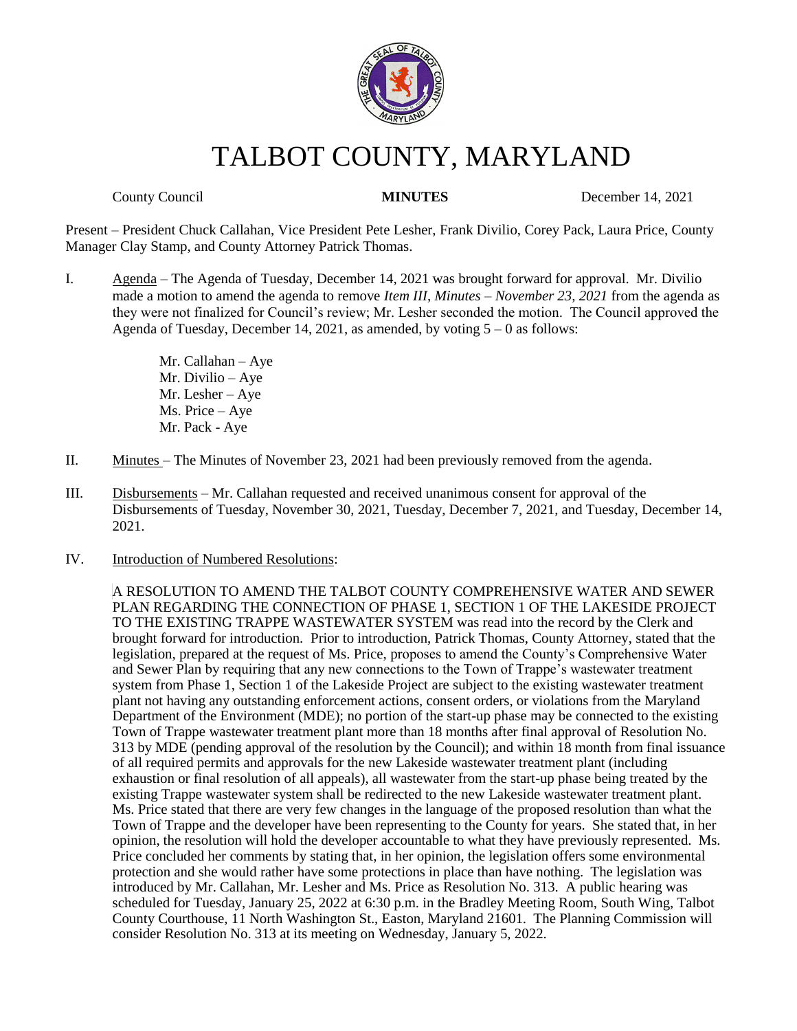# TALBOT COUNTY, MARYLAND

County Council **MINUTES** December 14, 2021

Present – President Chuck Callahan, Vice President Pete Lesher, Frank Divilio, Corey Pack, Laura Price, County Manager Clay Stamp, and County Attorney Patrick Thomas.

I. Agenda – The Agenda of Tuesday, December 14, 2021 was brought forward for approval. Mr. Divilio made a motion to amend the agenda to remove *Item III, Minutes – November 23, 2021* from the agenda as they were not finalized for Council's review; Mr. Lesher seconded the motion. The Council approved the Agenda of Tuesday, December 14, 2021, as amended, by voting 5 – 0 as follows:

Mr. Callahan – Aye
Mr. Divilio – Aye
Mr. Lesher – Aye
Ms. Price – Aye
Mr. Pack - Aye

II. Minutes – The Minutes of November 23, 2021 had been previously removed from the agenda.

III. Disbursements – Mr. Callahan requested and received unanimous consent for approval of the Disbursements of Tuesday, November 30, 2021, Tuesday, December 7, 2021, and Tuesday, December 14, 2021.

IV. Introduction of Numbered Resolutions:

A RESOLUTION TO AMEND THE TALBOT COUNTY COMPREHENSIVE WATER AND SEWER PLAN REGARDING THE CONNECTION OF PHASE 1, SECTION 1 OF THE LAKESIDE PROJECT TO THE EXISTING TRAPPE WASTEWATER SYSTEM was read into the record by the Clerk and brought forward for introduction. Prior to introduction, Patrick Thomas, County Attorney, stated that the legislation, prepared at the request of Ms. Price, proposes to amend the County's Comprehensive Water and Sewer Plan by requiring that any new connections to the Town of Trappe's wastewater treatment system from Phase 1, Section 1 of the Lakeside Project are subject to the existing wastewater treatment plant not having any outstanding enforcement actions, consent orders, or violations from the Maryland Department of the Environment (MDE); no portion of the start-up phase may be connected to the existing Town of Trappe wastewater treatment plant more than 18 months after final approval of Resolution No. 313 by MDE (pending approval of the resolution by the Council); and within 18 month from final issuance of all required permits and approvals for the new Lakeside wastewater treatment plant (including exhaustion or final resolution of all appeals), all wastewater from the start-up phase being treated by the existing Trappe wastewater system shall be redirected to the new Lakeside wastewater treatment plant. Ms. Price stated that there are very few changes in the language of the proposed resolution than what the Town of Trappe and the developer have been representing to the County for years. She stated that, in her opinion, the resolution will hold the developer accountable to what they have previously represented. Ms. Price concluded her comments by stating that, in her opinion, the legislation offers some environmental protection and she would rather have some protections in place than have nothing. The legislation was introduced by Mr. Callahan, Mr. Lesher and Ms. Price as Resolution No. 313. A public hearing was scheduled for Tuesday, January 25, 2022 at 6:30 p.m. in the Bradley Meeting Room, South Wing, Talbot County Courthouse, 11 North Washington St., Easton, Maryland 21601. The Planning Commission will consider Resolution No. 313 at its meeting on Wednesday, January 5, 2022.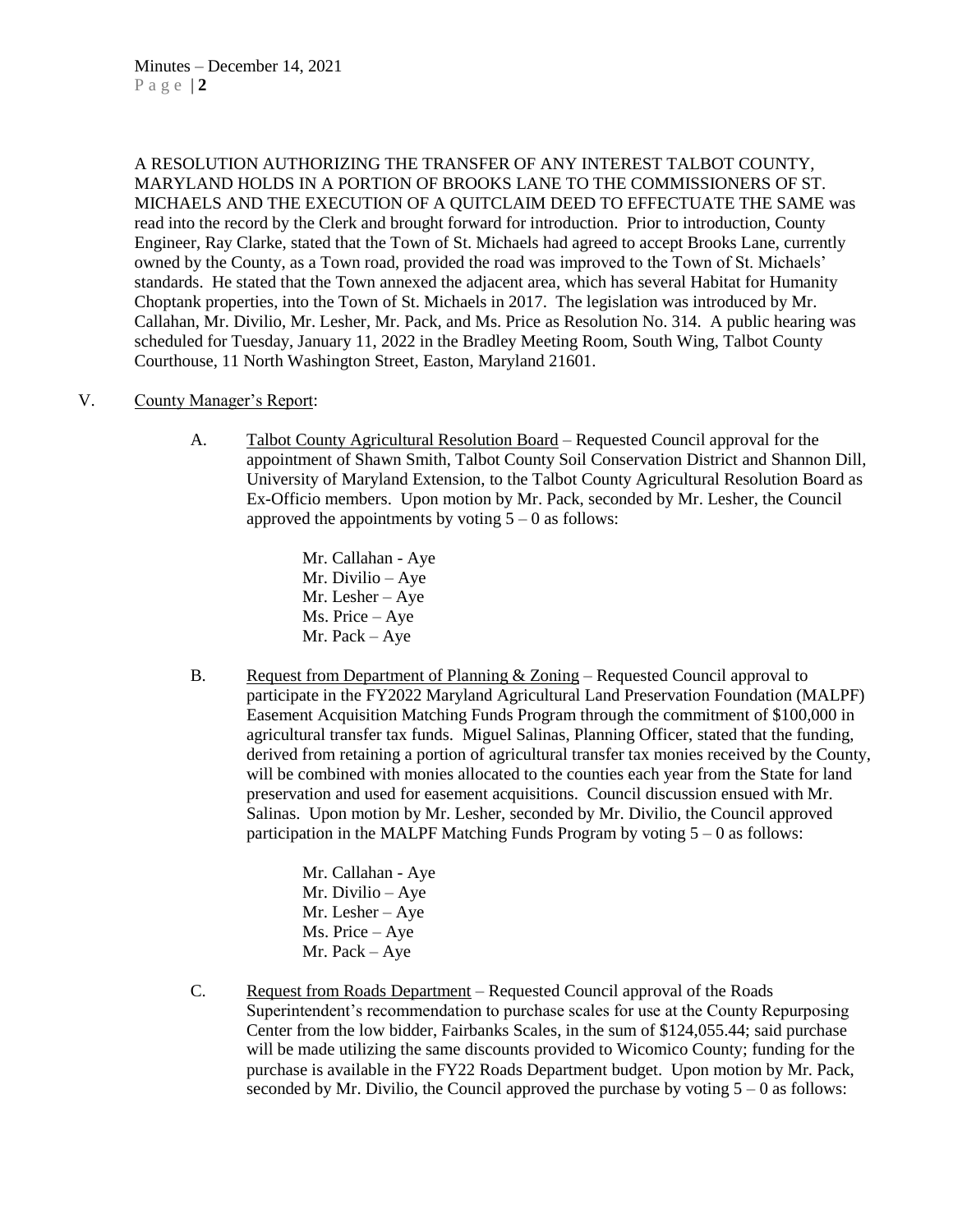A RESOLUTION AUTHORIZING THE TRANSFER OF ANY INTEREST TALBOT COUNTY, MARYLAND HOLDS IN A PORTION OF BROOKS LANE TO THE COMMISSIONERS OF ST. MICHAELS AND THE EXECUTION OF A QUITCLAIM DEED TO EFFECTUATE THE SAME was read into the record by the Clerk and brought forward for introduction. Prior to introduction, County Engineer, Ray Clarke, stated that the Town of St. Michaels had agreed to accept Brooks Lane, currently owned by the County, as a Town road, provided the road was improved to the Town of St. Michaels' standards. He stated that the Town annexed the adjacent area, which has several Habitat for Humanity Choptank properties, into the Town of St. Michaels in 2017. The legislation was introduced by Mr. Callahan, Mr. Divilio, Mr. Lesher, Mr. Pack, and Ms. Price as Resolution No. 314. A public hearing was scheduled for Tuesday, January 11, 2022 in the Bradley Meeting Room, South Wing, Talbot County Courthouse, 11 North Washington Street, Easton, Maryland 21601.

V. County Manager's Report:

A. Talbot County Agricultural Resolution Board – Requested Council approval for the appointment of Shawn Smith, Talbot County Soil Conservation District and Shannon Dill, University of Maryland Extension, to the Talbot County Agricultural Resolution Board as Ex-Officio members. Upon motion by Mr. Pack, seconded by Mr. Lesher, the Council approved the appointments by voting 5 – 0 as follows:

Mr. Callahan - Aye
Mr. Divilio – Aye
Mr. Lesher – Aye
Ms. Price – Aye
Mr. Pack – Aye

B. Request from Department of Planning & Zoning – Requested Council approval to participate in the FY2022 Maryland Agricultural Land Preservation Foundation (MALPF) Easement Acquisition Matching Funds Program through the commitment of $100,000 in agricultural transfer tax funds. Miguel Salinas, Planning Officer, stated that the funding, derived from retaining a portion of agricultural transfer tax monies received by the County, will be combined with monies allocated to the counties each year from the State for land preservation and used for easement acquisitions. Council discussion ensued with Mr. Salinas. Upon motion by Mr. Lesher, seconded by Mr. Divilio, the Council approved participation in the MALPF Matching Funds Program by voting 5 – 0 as follows:

Mr. Callahan - Aye
Mr. Divilio – Aye
Mr. Lesher – Aye
Ms. Price – Aye
Mr. Pack – Aye

C. Request from Roads Department – Requested Council approval of the Roads Superintendent's recommendation to purchase scales for use at the County Repurposing Center from the low bidder, Fairbanks Scales, in the sum of $124,055.44; said purchase will be made utilizing the same discounts provided to Wicomico County; funding for the purchase is available in the FY22 Roads Department budget. Upon motion by Mr. Pack, seconded by Mr. Divilio, the Council approved the purchase by voting 5 – 0 as follows: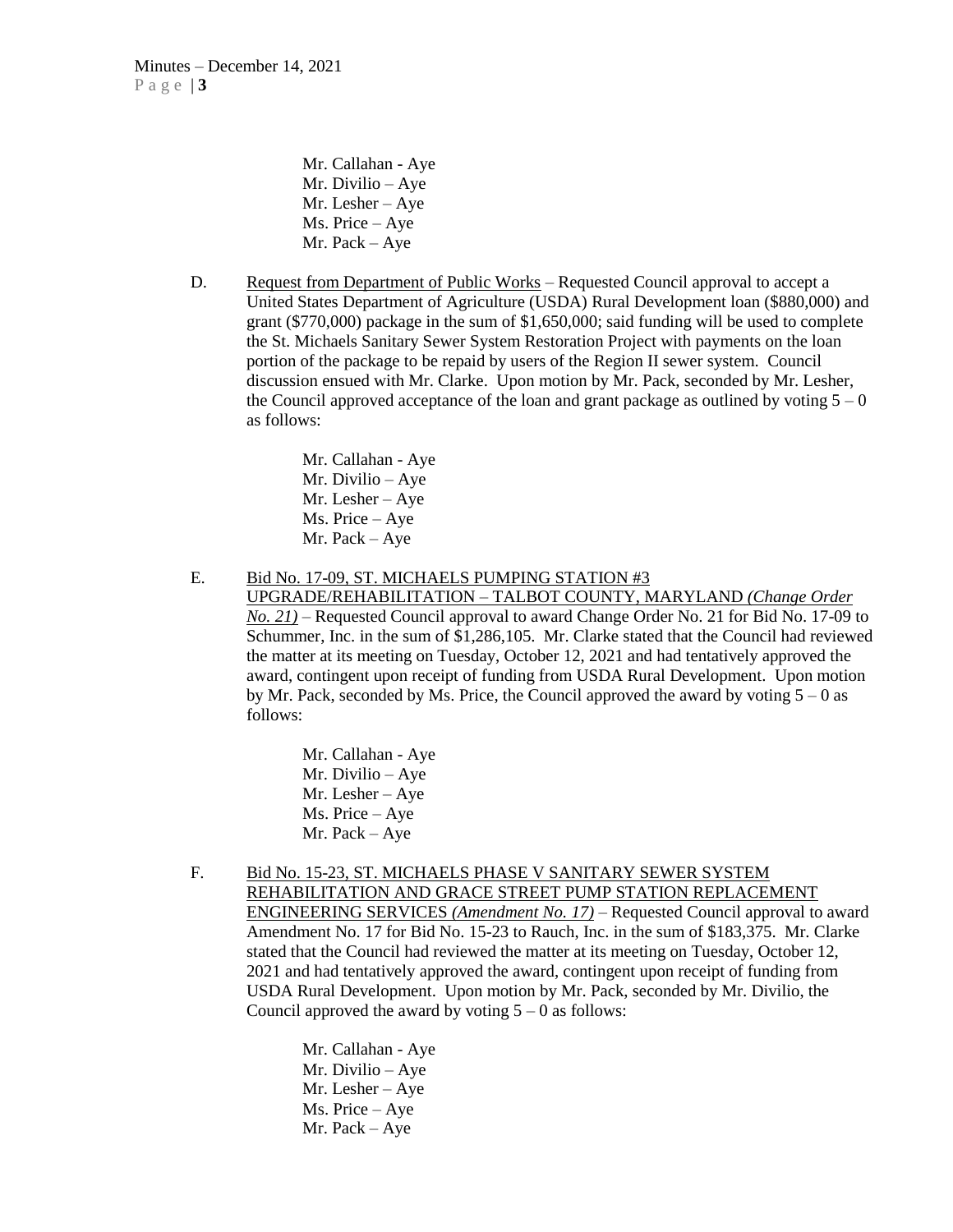Mr. Callahan - Aye
Mr. Divilio – Aye
Mr. Lesher – Aye
Ms. Price – Aye
Mr. Pack – Aye

D. Request from Department of Public Works – Requested Council approval to accept a United States Department of Agriculture (USDA) Rural Development loan ($880,000) and grant ($770,000) package in the sum of $1,650,000; said funding will be used to complete the St. Michaels Sanitary Sewer System Restoration Project with payments on the loan portion of the package to be repaid by users of the Region II sewer system. Council discussion ensued with Mr. Clarke. Upon motion by Mr. Pack, seconded by Mr. Lesher, the Council approved acceptance of the loan and grant package as outlined by voting 5 – 0 as follows:

Mr. Callahan - Aye
Mr. Divilio – Aye
Mr. Lesher – Aye
Ms. Price – Aye
Mr. Pack – Aye

E. Bid No. 17-09, ST. MICHAELS PUMPING STATION #3 UPGRADE/REHABILITATION – TALBOT COUNTY, MARYLAND *(Change Order No. 21)* – Requested Council approval to award Change Order No. 21 for Bid No. 17-09 to Schummer, Inc. in the sum of $1,286,105. Mr. Clarke stated that the Council had reviewed the matter at its meeting on Tuesday, October 12, 2021 and had tentatively approved the award, contingent upon receipt of funding from USDA Rural Development. Upon motion by Mr. Pack, seconded by Ms. Price, the Council approved the award by voting 5 – 0 as follows:

Mr. Callahan - Aye
Mr. Divilio – Aye
Mr. Lesher – Aye
Ms. Price – Aye
Mr. Pack – Aye

F. Bid No. 15-23, ST. MICHAELS PHASE V SANITARY SEWER SYSTEM REHABILITATION AND GRACE STREET PUMP STATION REPLACEMENT ENGINEERING SERVICES *(Amendment No. 17)* – Requested Council approval to award Amendment No. 17 for Bid No. 15-23 to Rauch, Inc. in the sum of $183,375. Mr. Clarke stated that the Council had reviewed the matter at its meeting on Tuesday, October 12, 2021 and had tentatively approved the award, contingent upon receipt of funding from USDA Rural Development. Upon motion by Mr. Pack, seconded by Mr. Divilio, the Council approved the award by voting 5 – 0 as follows:

Mr. Callahan - Aye
Mr. Divilio – Aye
Mr. Lesher – Aye
Ms. Price – Aye
Mr. Pack – Aye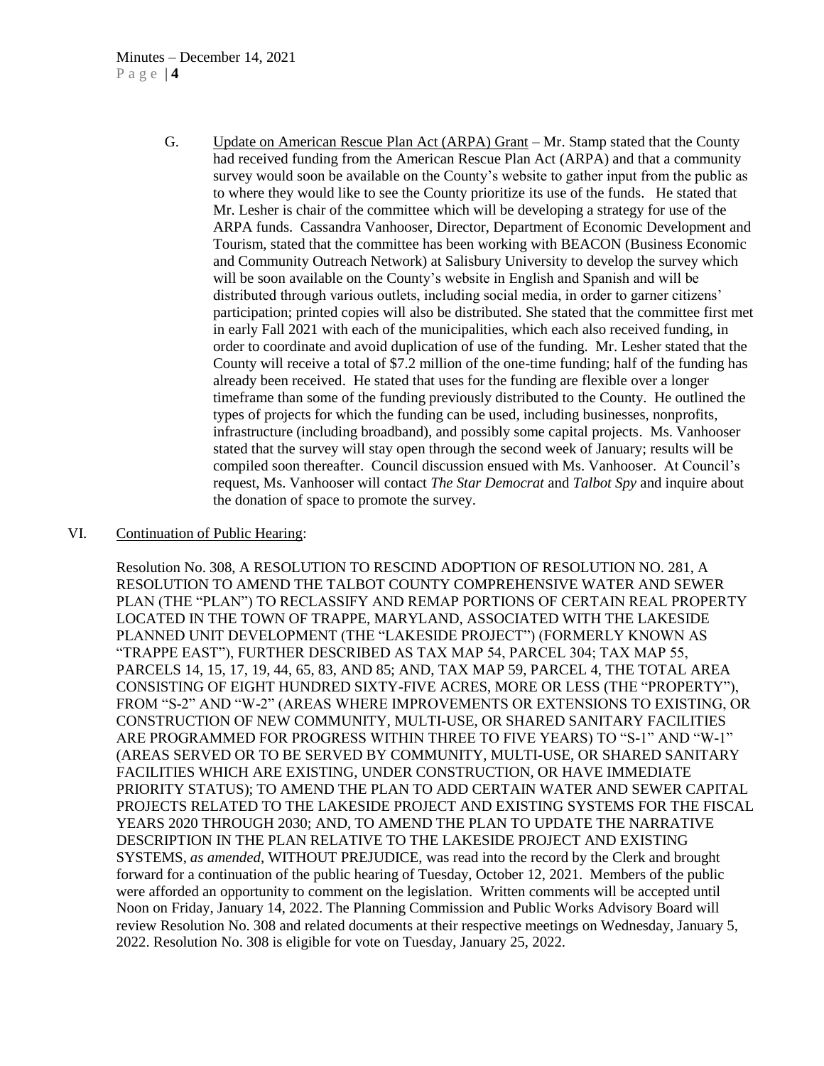G. <u>Update on American Rescue Plan Act (ARPA) Grant</u> – Mr. Stamp stated that the County had received funding from the American Rescue Plan Act (ARPA) and that a community survey would soon be available on the County's website to gather input from the public as to where they would like to see the County prioritize its use of the funds. He stated that Mr. Lesher is chair of the committee which will be developing a strategy for use of the ARPA funds. Cassandra Vanhooser, Director, Department of Economic Development and Tourism, stated that the committee has been working with BEACON (Business Economic and Community Outreach Network) at Salisbury University to develop the survey which will be soon available on the County's website in English and Spanish and will be distributed through various outlets, including social media, in order to garner citizens' participation; printed copies will also be distributed. She stated that the committee first met in early Fall 2021 with each of the municipalities, which each also received funding, in order to coordinate and avoid duplication of use of the funding. Mr. Lesher stated that the County will receive a total of $7.2 million of the one-time funding; half of the funding has already been received. He stated that uses for the funding are flexible over a longer timeframe than some of the funding previously distributed to the County. He outlined the types of projects for which the funding can be used, including businesses, nonprofits, infrastructure (including broadband), and possibly some capital projects. Ms. Vanhooser stated that the survey will stay open through the second week of January; results will be compiled soon thereafter. Council discussion ensued with Ms. Vanhooser. At Council's request, Ms. Vanhooser will contact *The Star Democrat* and *Talbot Spy* and inquire about the donation of space to promote the survey.

VI. <u>Continuation of Public Hearing</u>:

Resolution No. 308, A RESOLUTION TO RESCIND ADOPTION OF RESOLUTION NO. 281, A RESOLUTION TO AMEND THE TALBOT COUNTY COMPREHENSIVE WATER AND SEWER PLAN (THE "PLAN") TO RECLASSIFY AND REMAP PORTIONS OF CERTAIN REAL PROPERTY LOCATED IN THE TOWN OF TRAPPE, MARYLAND, ASSOCIATED WITH THE LAKESIDE PLANNED UNIT DEVELOPMENT (THE "LAKESIDE PROJECT") (FORMERLY KNOWN AS "TRAPPE EAST"), FURTHER DESCRIBED AS TAX MAP 54, PARCEL 304; TAX MAP 55, PARCELS 14, 15, 17, 19, 44, 65, 83, AND 85; AND, TAX MAP 59, PARCEL 4, THE TOTAL AREA CONSISTING OF EIGHT HUNDRED SIXTY-FIVE ACRES, MORE OR LESS (THE "PROPERTY"), FROM "S-2" AND "W-2" (AREAS WHERE IMPROVEMENTS OR EXTENSIONS TO EXISTING, OR CONSTRUCTION OF NEW COMMUNITY, MULTI-USE, OR SHARED SANITARY FACILITIES ARE PROGRAMMED FOR PROGRESS WITHIN THREE TO FIVE YEARS) TO "S-1" AND "W-1" (AREAS SERVED OR TO BE SERVED BY COMMUNITY, MULTI-USE, OR SHARED SANITARY FACILITIES WHICH ARE EXISTING, UNDER CONSTRUCTION, OR HAVE IMMEDIATE PRIORITY STATUS); TO AMEND THE PLAN TO ADD CERTAIN WATER AND SEWER CAPITAL PROJECTS RELATED TO THE LAKESIDE PROJECT AND EXISTING SYSTEMS FOR THE FISCAL YEARS 2020 THROUGH 2030; AND, TO AMEND THE PLAN TO UPDATE THE NARRATIVE DESCRIPTION IN THE PLAN RELATIVE TO THE LAKESIDE PROJECT AND EXISTING SYSTEMS, *as amended*, WITHOUT PREJUDICE, was read into the record by the Clerk and brought forward for a continuation of the public hearing of Tuesday, October 12, 2021. Members of the public were afforded an opportunity to comment on the legislation. Written comments will be accepted until Noon on Friday, January 14, 2022. The Planning Commission and Public Works Advisory Board will review Resolution No. 308 and related documents at their respective meetings on Wednesday, January 5, 2022. Resolution No. 308 is eligible for vote on Tuesday, January 25, 2022.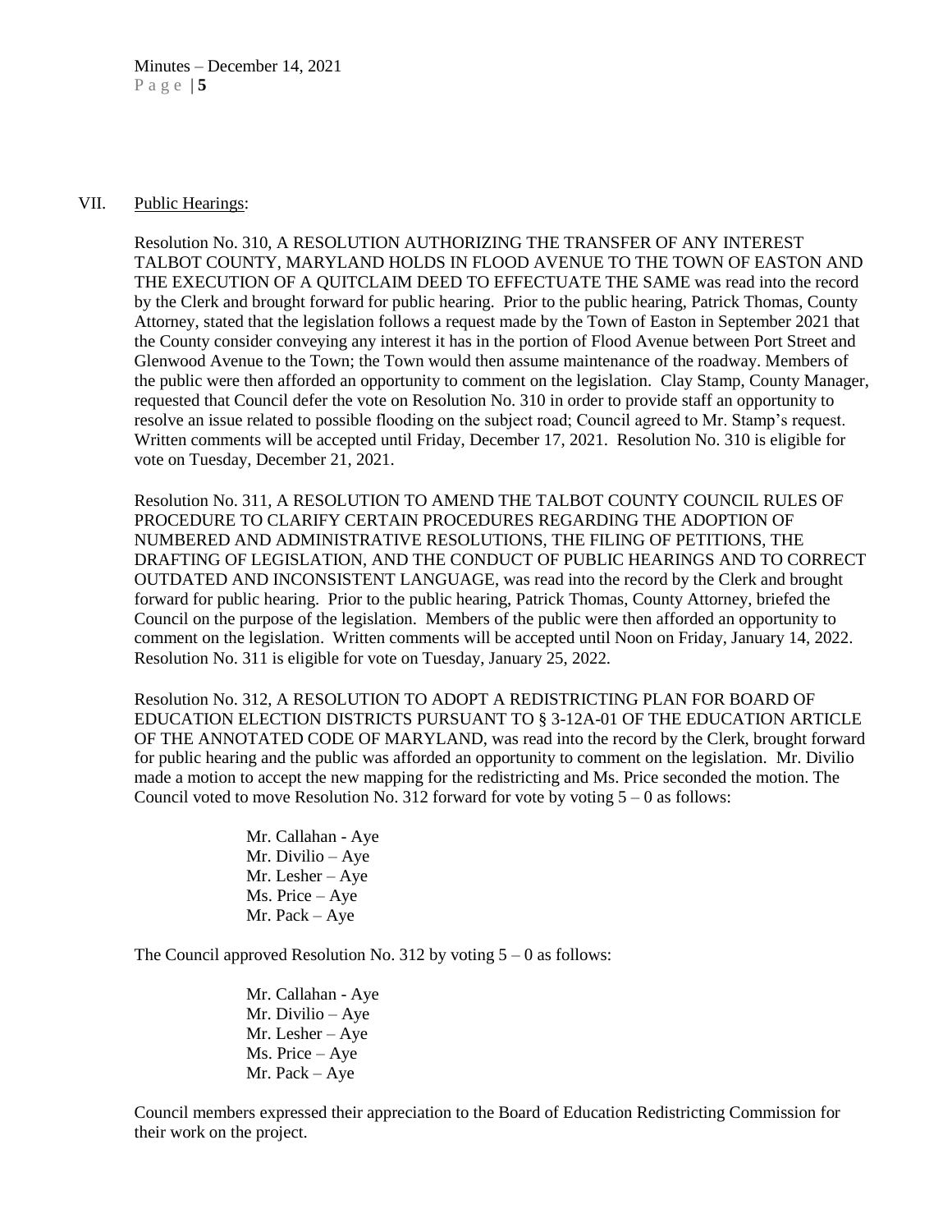## VII. Public Hearings:

Resolution No. 310, A RESOLUTION AUTHORIZING THE TRANSFER OF ANY INTEREST TALBOT COUNTY, MARYLAND HOLDS IN FLOOD AVENUE TO THE TOWN OF EASTON AND THE EXECUTION OF A QUITCLAIM DEED TO EFFECTUATE THE SAME was read into the record by the Clerk and brought forward for public hearing. Prior to the public hearing, Patrick Thomas, County Attorney, stated that the legislation follows a request made by the Town of Easton in September 2021 that the County consider conveying any interest it has in the portion of Flood Avenue between Port Street and Glenwood Avenue to the Town; the Town would then assume maintenance of the roadway. Members of the public were then afforded an opportunity to comment on the legislation. Clay Stamp, County Manager, requested that Council defer the vote on Resolution No. 310 in order to provide staff an opportunity to resolve an issue related to possible flooding on the subject road; Council agreed to Mr. Stamp's request. Written comments will be accepted until Friday, December 17, 2021. Resolution No. 310 is eligible for vote on Tuesday, December 21, 2021.

Resolution No. 311, A RESOLUTION TO AMEND THE TALBOT COUNTY COUNCIL RULES OF PROCEDURE TO CLARIFY CERTAIN PROCEDURES REGARDING THE ADOPTION OF NUMBERED AND ADMINISTRATIVE RESOLUTIONS, THE FILING OF PETITIONS, THE DRAFTING OF LEGISLATION, AND THE CONDUCT OF PUBLIC HEARINGS AND TO CORRECT OUTDATED AND INCONSISTENT LANGUAGE, was read into the record by the Clerk and brought forward for public hearing. Prior to the public hearing, Patrick Thomas, County Attorney, briefed the Council on the purpose of the legislation. Members of the public were then afforded an opportunity to comment on the legislation. Written comments will be accepted until Noon on Friday, January 14, 2022. Resolution No. 311 is eligible for vote on Tuesday, January 25, 2022.

Resolution No. 312, A RESOLUTION TO ADOPT A REDISTRICTING PLAN FOR BOARD OF EDUCATION ELECTION DISTRICTS PURSUANT TO § 3-12A-01 OF THE EDUCATION ARTICLE OF THE ANNOTATED CODE OF MARYLAND, was read into the record by the Clerk, brought forward for public hearing and the public was afforded an opportunity to comment on the legislation. Mr. Divilio made a motion to accept the new mapping for the redistricting and Ms. Price seconded the motion. The Council voted to move Resolution No. 312 forward for vote by voting 5 – 0 as follows:

Mr. Callahan - Aye
Mr. Divilio – Aye
Mr. Lesher – Aye
Ms. Price – Aye
Mr. Pack – Aye

The Council approved Resolution No. 312 by voting 5 – 0 as follows:

Mr. Callahan - Aye
Mr. Divilio – Aye
Mr. Lesher – Aye
Ms. Price – Aye
Mr. Pack – Aye

Council members expressed their appreciation to the Board of Education Redistricting Commission for their work on the project.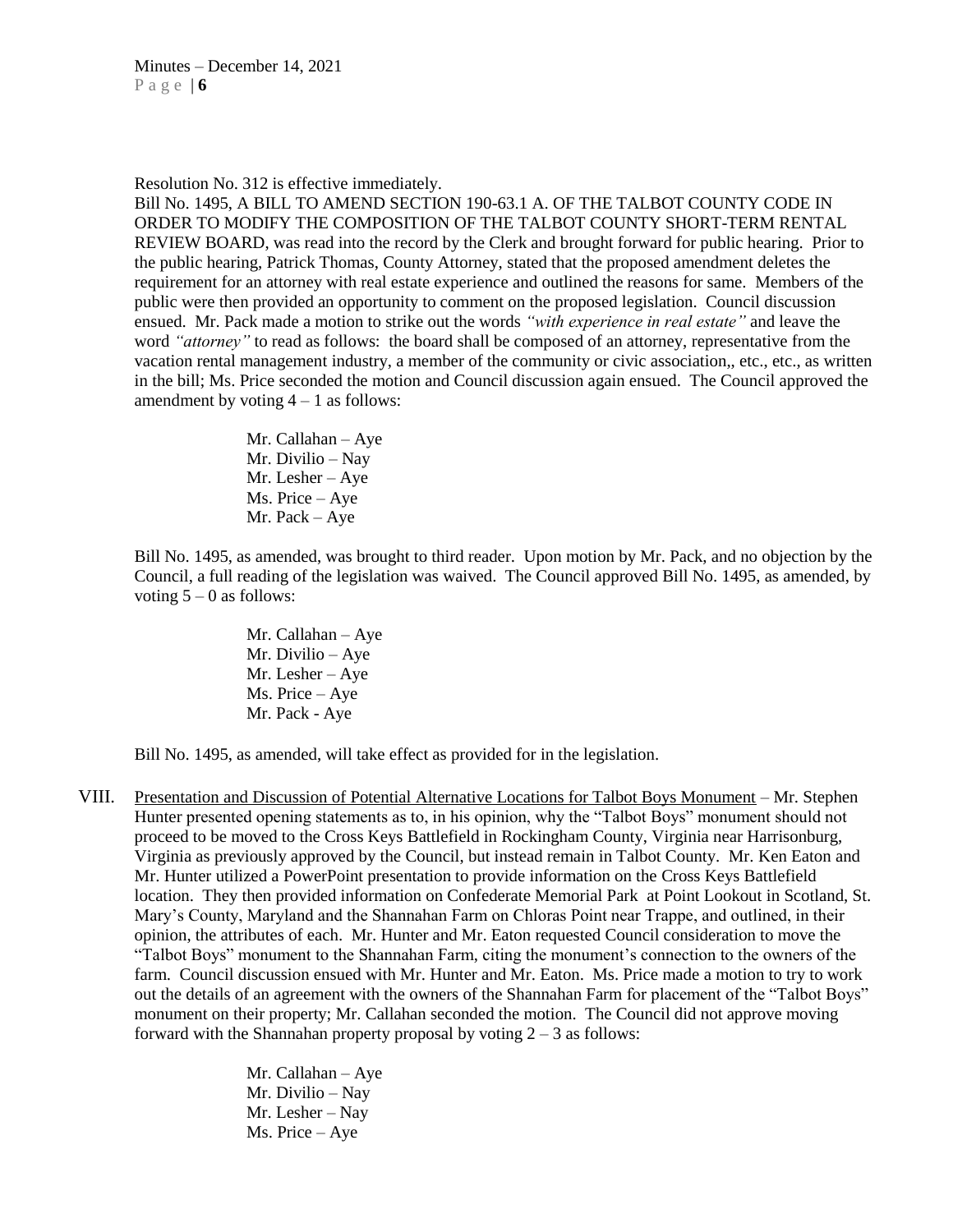Resolution No. 312 is effective immediately.

Bill No. 1495, A BILL TO AMEND SECTION 190-63.1 A. OF THE TALBOT COUNTY CODE IN ORDER TO MODIFY THE COMPOSITION OF THE TALBOT COUNTY SHORT-TERM RENTAL REVIEW BOARD, was read into the record by the Clerk and brought forward for public hearing. Prior to the public hearing, Patrick Thomas, County Attorney, stated that the proposed amendment deletes the requirement for an attorney with real estate experience and outlined the reasons for same. Members of the public were then provided an opportunity to comment on the proposed legislation. Council discussion ensued. Mr. Pack made a motion to strike out the words *"with experience in real estate"* and leave the word *"attorney"* to read as follows: the board shall be composed of an attorney, representative from the vacation rental management industry, a member of the community or civic association,, etc., etc., as written in the bill; Ms. Price seconded the motion and Council discussion again ensued. The Council approved the amendment by voting 4 – 1 as follows:

Mr. Callahan – Aye
Mr. Divilio – Nay
Mr. Lesher – Aye
Ms. Price – Aye
Mr. Pack – Aye

Bill No. 1495, as amended, was brought to third reader. Upon motion by Mr. Pack, and no objection by the Council, a full reading of the legislation was waived. The Council approved Bill No. 1495, as amended, by voting 5 – 0 as follows:

Mr. Callahan – Aye
Mr. Divilio – Aye
Mr. Lesher – Aye
Ms. Price – Aye
Mr. Pack - Aye

Bill No. 1495, as amended, will take effect as provided for in the legislation.

VIII. Presentation and Discussion of Potential Alternative Locations for Talbot Boys Monument – Mr. Stephen Hunter presented opening statements as to, in his opinion, why the "Talbot Boys" monument should not proceed to be moved to the Cross Keys Battlefield in Rockingham County, Virginia near Harrisonburg, Virginia as previously approved by the Council, but instead remain in Talbot County. Mr. Ken Eaton and Mr. Hunter utilized a PowerPoint presentation to provide information on the Cross Keys Battlefield location. They then provided information on Confederate Memorial Park at Point Lookout in Scotland, St. Mary's County, Maryland and the Shannahan Farm on Chloras Point near Trappe, and outlined, in their opinion, the attributes of each. Mr. Hunter and Mr. Eaton requested Council consideration to move the "Talbot Boys" monument to the Shannahan Farm, citing the monument's connection to the owners of the farm. Council discussion ensued with Mr. Hunter and Mr. Eaton. Ms. Price made a motion to try to work out the details of an agreement with the owners of the Shannahan Farm for placement of the "Talbot Boys" monument on their property; Mr. Callahan seconded the motion. The Council did not approve moving forward with the Shannahan property proposal by voting 2 – 3 as follows:

Mr. Callahan – Aye
Mr. Divilio – Nay
Mr. Lesher – Nay
Ms. Price – Aye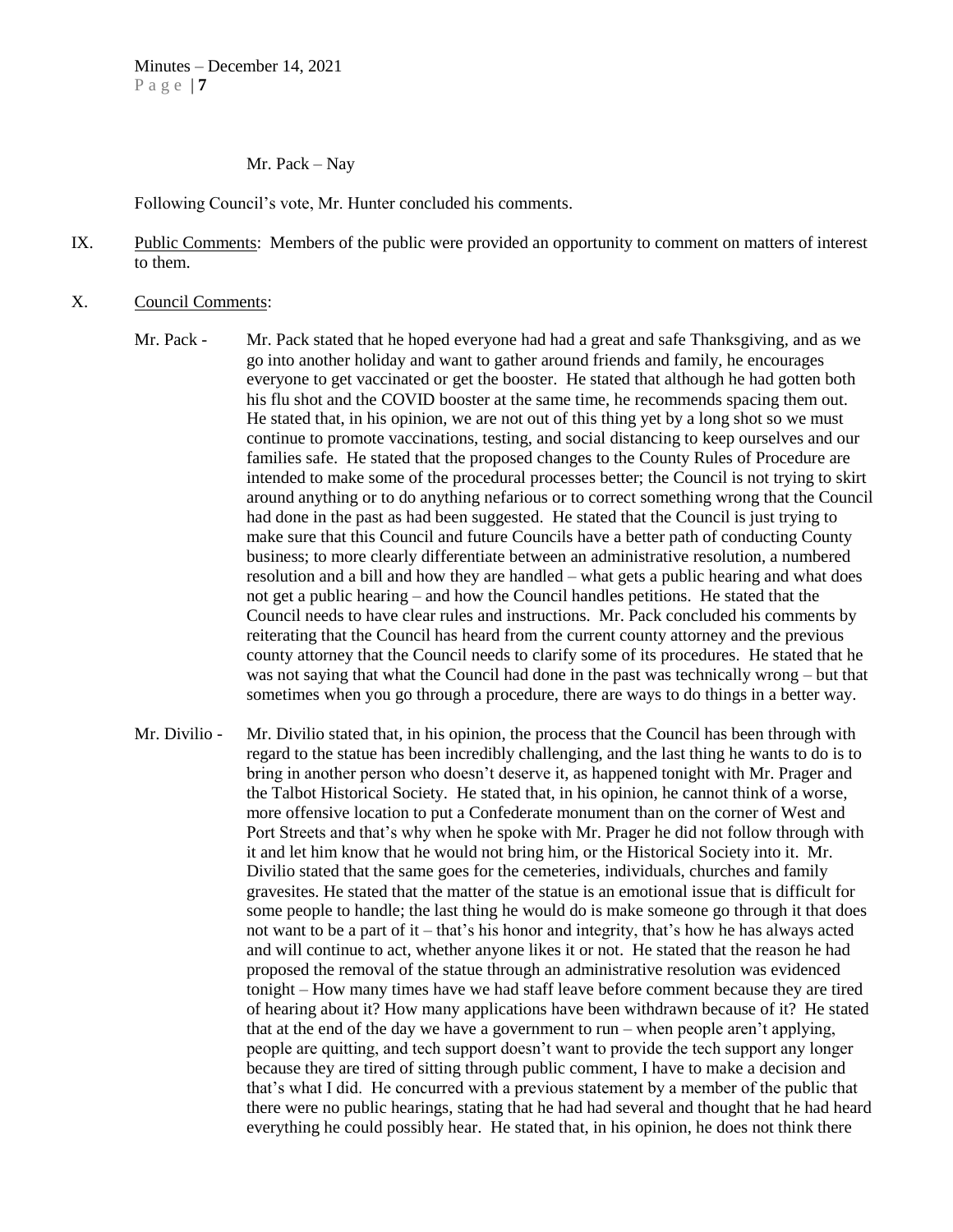Mr. Pack – Nay

Following Council's vote, Mr. Hunter concluded his comments.

IX. Public Comments: Members of the public were provided an opportunity to comment on matters of interest to them.

X. Council Comments:

Mr. Pack - Mr. Pack stated that he hoped everyone had had a great and safe Thanksgiving, and as we go into another holiday and want to gather around friends and family, he encourages everyone to get vaccinated or get the booster. He stated that although he had gotten both his flu shot and the COVID booster at the same time, he recommends spacing them out. He stated that, in his opinion, we are not out of this thing yet by a long shot so we must continue to promote vaccinations, testing, and social distancing to keep ourselves and our families safe. He stated that the proposed changes to the County Rules of Procedure are intended to make some of the procedural processes better; the Council is not trying to skirt around anything or to do anything nefarious or to correct something wrong that the Council had done in the past as had been suggested. He stated that the Council is just trying to make sure that this Council and future Councils have a better path of conducting County business; to more clearly differentiate between an administrative resolution, a numbered resolution and a bill and how they are handled – what gets a public hearing and what does not get a public hearing – and how the Council handles petitions. He stated that the Council needs to have clear rules and instructions. Mr. Pack concluded his comments by reiterating that the Council has heard from the current county attorney and the previous county attorney that the Council needs to clarify some of its procedures. He stated that he was not saying that what the Council had done in the past was technically wrong – but that sometimes when you go through a procedure, there are ways to do things in a better way.

Mr. Divilio - Mr. Divilio stated that, in his opinion, the process that the Council has been through with regard to the statue has been incredibly challenging, and the last thing he wants to do is to bring in another person who doesn't deserve it, as happened tonight with Mr. Prager and the Talbot Historical Society. He stated that, in his opinion, he cannot think of a worse, more offensive location to put a Confederate monument than on the corner of West and Port Streets and that's why when he spoke with Mr. Prager he did not follow through with it and let him know that he would not bring him, or the Historical Society into it. Mr. Divilio stated that the same goes for the cemeteries, individuals, churches and family gravesites. He stated that the matter of the statue is an emotional issue that is difficult for some people to handle; the last thing he would do is make someone go through it that does not want to be a part of it – that's his honor and integrity, that's how he has always acted and will continue to act, whether anyone likes it or not. He stated that the reason he had proposed the removal of the statue through an administrative resolution was evidenced tonight – How many times have we had staff leave before comment because they are tired of hearing about it? How many applications have been withdrawn because of it? He stated that at the end of the day we have a government to run – when people aren't applying, people are quitting, and tech support doesn't want to provide the tech support any longer because they are tired of sitting through public comment, I have to make a decision and that's what I did. He concurred with a previous statement by a member of the public that there were no public hearings, stating that he had had several and thought that he had heard everything he could possibly hear. He stated that, in his opinion, he does not think there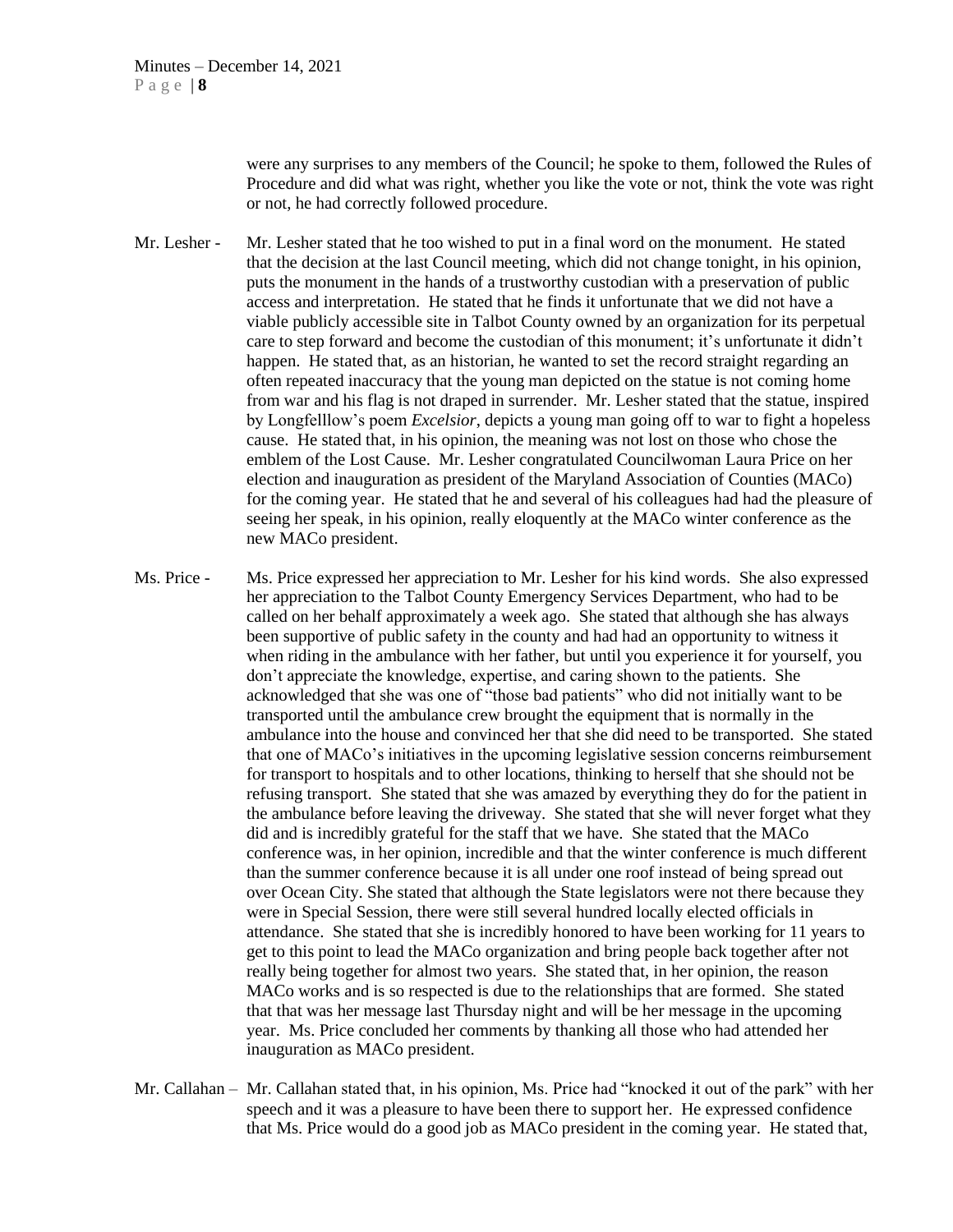were any surprises to any members of the Council; he spoke to them, followed the Rules of Procedure and did what was right, whether you like the vote or not, think the vote was right or not, he had correctly followed procedure.

Mr. Lesher - Mr. Lesher stated that he too wished to put in a final word on the monument. He stated that the decision at the last Council meeting, which did not change tonight, in his opinion, puts the monument in the hands of a trustworthy custodian with a preservation of public access and interpretation. He stated that he finds it unfortunate that we did not have a viable publicly accessible site in Talbot County owned by an organization for its perpetual care to step forward and become the custodian of this monument; it's unfortunate it didn't happen. He stated that, as an historian, he wanted to set the record straight regarding an often repeated inaccuracy that the young man depicted on the statue is not coming home from war and his flag is not draped in surrender. Mr. Lesher stated that the statue, inspired by Longfelllow's poem *Excelsior*, depicts a young man going off to war to fight a hopeless cause. He stated that, in his opinion, the meaning was not lost on those who chose the emblem of the Lost Cause. Mr. Lesher congratulated Councilwoman Laura Price on her election and inauguration as president of the Maryland Association of Counties (MACo) for the coming year. He stated that he and several of his colleagues had had the pleasure of seeing her speak, in his opinion, really eloquently at the MACo winter conference as the new MACo president.

Ms. Price - Ms. Price expressed her appreciation to Mr. Lesher for his kind words. She also expressed her appreciation to the Talbot County Emergency Services Department, who had to be called on her behalf approximately a week ago. She stated that although she has always been supportive of public safety in the county and had had an opportunity to witness it when riding in the ambulance with her father, but until you experience it for yourself, you don't appreciate the knowledge, expertise, and caring shown to the patients. She acknowledged that she was one of "those bad patients" who did not initially want to be transported until the ambulance crew brought the equipment that is normally in the ambulance into the house and convinced her that she did need to be transported. She stated that one of MACo's initiatives in the upcoming legislative session concerns reimbursement for transport to hospitals and to other locations, thinking to herself that she should not be refusing transport. She stated that she was amazed by everything they do for the patient in the ambulance before leaving the driveway. She stated that she will never forget what they did and is incredibly grateful for the staff that we have. She stated that the MACo conference was, in her opinion, incredible and that the winter conference is much different than the summer conference because it is all under one roof instead of being spread out over Ocean City. She stated that although the State legislators were not there because they were in Special Session, there were still several hundred locally elected officials in attendance. She stated that she is incredibly honored to have been working for 11 years to get to this point to lead the MACo organization and bring people back together after not really being together for almost two years. She stated that, in her opinion, the reason MACo works and is so respected is due to the relationships that are formed. She stated that that was her message last Thursday night and will be her message in the upcoming year. Ms. Price concluded her comments by thanking all those who had attended her inauguration as MACo president.

Mr. Callahan – Mr. Callahan stated that, in his opinion, Ms. Price had "knocked it out of the park" with her speech and it was a pleasure to have been there to support her. He expressed confidence that Ms. Price would do a good job as MACo president in the coming year. He stated that,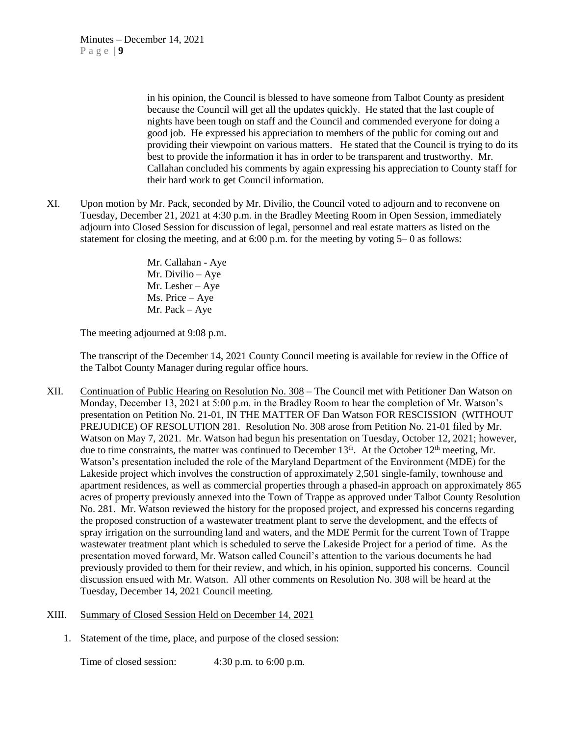in his opinion, the Council is blessed to have someone from Talbot County as president because the Council will get all the updates quickly. He stated that the last couple of nights have been tough on staff and the Council and commended everyone for doing a good job. He expressed his appreciation to members of the public for coming out and providing their viewpoint on various matters. He stated that the Council is trying to do its best to provide the information it has in order to be transparent and trustworthy. Mr. Callahan concluded his comments by again expressing his appreciation to County staff for their hard work to get Council information.

XI. Upon motion by Mr. Pack, seconded by Mr. Divilio, the Council voted to adjourn and to reconvene on Tuesday, December 21, 2021 at 4:30 p.m. in the Bradley Meeting Room in Open Session, immediately adjourn into Closed Session for discussion of legal, personnel and real estate matters as listed on the statement for closing the meeting, and at 6:00 p.m. for the meeting by voting 5– 0 as follows:

Mr. Callahan - Aye
Mr. Divilio – Aye
Mr. Lesher – Aye
Ms. Price – Aye
Mr. Pack – Aye

The meeting adjourned at 9:08 p.m.

The transcript of the December 14, 2021 County Council meeting is available for review in the Office of the Talbot County Manager during regular office hours.

XII. Continuation of Public Hearing on Resolution No. 308 – The Council met with Petitioner Dan Watson on Monday, December 13, 2021 at 5:00 p.m. in the Bradley Room to hear the completion of Mr. Watson's presentation on Petition No. 21-01, IN THE MATTER OF Dan Watson FOR RESCISSION (WITHOUT PREJUDICE) OF RESOLUTION 281. Resolution No. 308 arose from Petition No. 21-01 filed by Mr. Watson on May 7, 2021. Mr. Watson had begun his presentation on Tuesday, October 12, 2021; however, due to time constraints, the matter was continued to December 13th. At the October 12th meeting, Mr. Watson's presentation included the role of the Maryland Department of the Environment (MDE) for the Lakeside project which involves the construction of approximately 2,501 single-family, townhouse and apartment residences, as well as commercial properties through a phased-in approach on approximately 865 acres of property previously annexed into the Town of Trappe as approved under Talbot County Resolution No. 281. Mr. Watson reviewed the history for the proposed project, and expressed his concerns regarding the proposed construction of a wastewater treatment plant to serve the development, and the effects of spray irrigation on the surrounding land and waters, and the MDE Permit for the current Town of Trappe wastewater treatment plant which is scheduled to serve the Lakeside Project for a period of time. As the presentation moved forward, Mr. Watson called Council's attention to the various documents he had previously provided to them for their review, and which, in his opinion, supported his concerns. Council discussion ensued with Mr. Watson. All other comments on Resolution No. 308 will be heard at the Tuesday, December 14, 2021 Council meeting.

XIII. Summary of Closed Session Held on December 14, 2021

1. Statement of the time, place, and purpose of the closed session:

   Time of closed session: 4:30 p.m. to 6:00 p.m.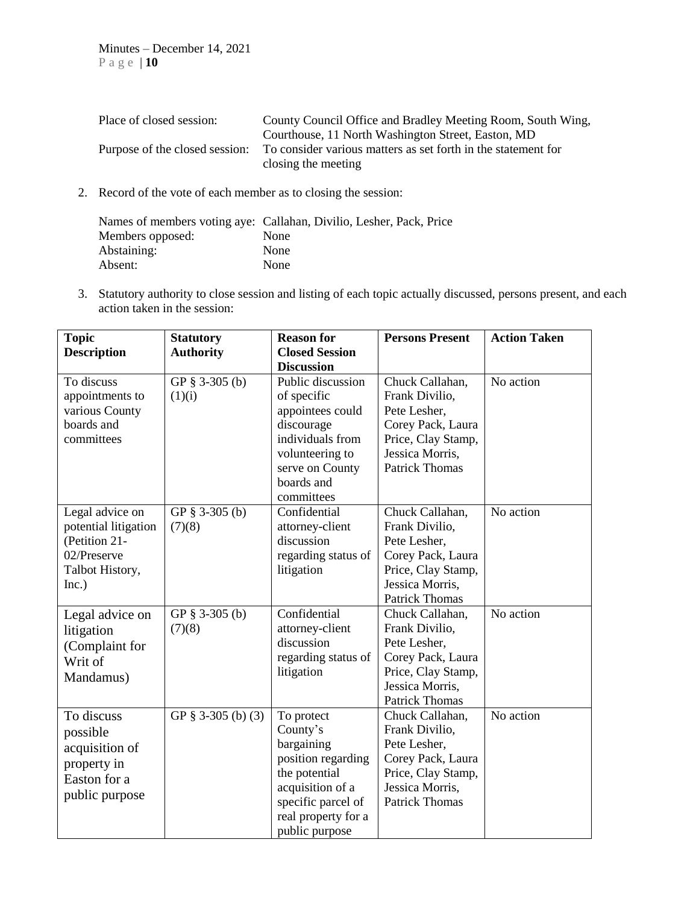Place of closed session: County Council Office and Bradley Meeting Room, South Wing, Courthouse, 11 North Washington Street, Easton, MD

Purpose of the closed session: To consider various matters as set forth in the statement for closing the meeting

2. Record of the vote of each member as to closing the session:

Names of members voting aye: Callahan, Divilio, Lesher, Pack, Price
Members opposed: None
Abstaining: None
Absent: None

3. Statutory authority to close session and listing of each topic actually discussed, persons present, and each action taken in the session:

| Topic Description | Statutory Authority | Reason for Closed Session Discussion | Persons Present | Action Taken |
|---|---|---|---|---|
| To discuss appointments to various County boards and committees | GP § 3-305 (b) (1)(i) | Public discussion of specific appointees could discourage individuals from volunteering to serve on County boards and committees | Chuck Callahan, Frank Divilio, Pete Lesher, Corey Pack, Laura Price, Clay Stamp, Jessica Morris, Patrick Thomas | No action |
| Legal advice on potential litigation (Petition 21-02/Preserve Talbot History, Inc.) | GP § 3-305 (b) (7)(8) | Confidential attorney-client discussion regarding status of litigation | Chuck Callahan, Frank Divilio, Pete Lesher, Corey Pack, Laura Price, Clay Stamp, Jessica Morris, Patrick Thomas | No action |
| Legal advice on litigation (Complaint for Writ of Mandamus) | GP § 3-305 (b) (7)(8) | Confidential attorney-client discussion regarding status of litigation | Chuck Callahan, Frank Divilio, Pete Lesher, Corey Pack, Laura Price, Clay Stamp, Jessica Morris, Patrick Thomas | No action |
| To discuss possible acquisition of property in Easton for a public purpose | GP § 3-305 (b) (3) | To protect County's bargaining position regarding the potential acquisition of a specific parcel of real property for a public purpose | Chuck Callahan, Frank Divilio, Pete Lesher, Corey Pack, Laura Price, Clay Stamp, Jessica Morris, Patrick Thomas | No action |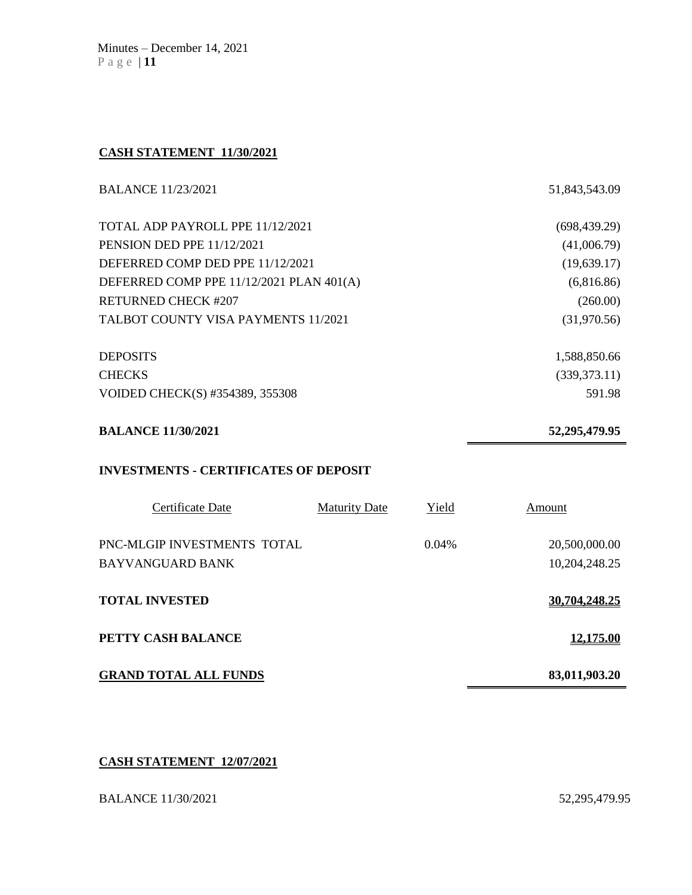**CASH STATEMENT 11/30/2021**

| | |
|---|---|
| BALANCE 11/23/2021 | 51,843,543.09 |
| TOTAL ADP PAYROLL PPE 11/12/2021 | (698,439.29) |
| PENSION DED PPE 11/12/2021 | (41,006.79) |
| DEFERRED COMP DED PPE 11/12/2021 | (19,639.17) |
| DEFERRED COMP PPE 11/12/2021 PLAN 401(A) | (6,816.86) |
| RETURNED CHECK #207 | (260.00) |
| TALBOT COUNTY VISA PAYMENTS 11/2021 | (31,970.56) |
| DEPOSITS | 1,588,850.66 |
| CHECKS | (339,373.11) |
| VOIDED CHECK(S) #354389, 355308 | 591.98 |
| **BALANCE 11/30/2021** | **52,295,479.95** |

**INVESTMENTS - CERTIFICATES OF DEPOSIT**

| Certificate Date | Maturity Date | Yield | Amount |
|---|---|---|---|
| PNC-MLGIP INVESTMENTS TOTAL | | 0.04% | 20,500,000.00 |
| BAYVANGUARD BANK | | | 10,204,248.25 |
| **TOTAL INVESTED** | | | **30,704,248.25** |
| **PETTY CASH BALANCE** | | | **12,175.00** |
| **GRAND TOTAL ALL FUNDS** | | | **83,011,903.20** |

**CASH STATEMENT 12/07/2021**

| | |
|---|---|
| BALANCE 11/30/2021 | 52,295,479.95 |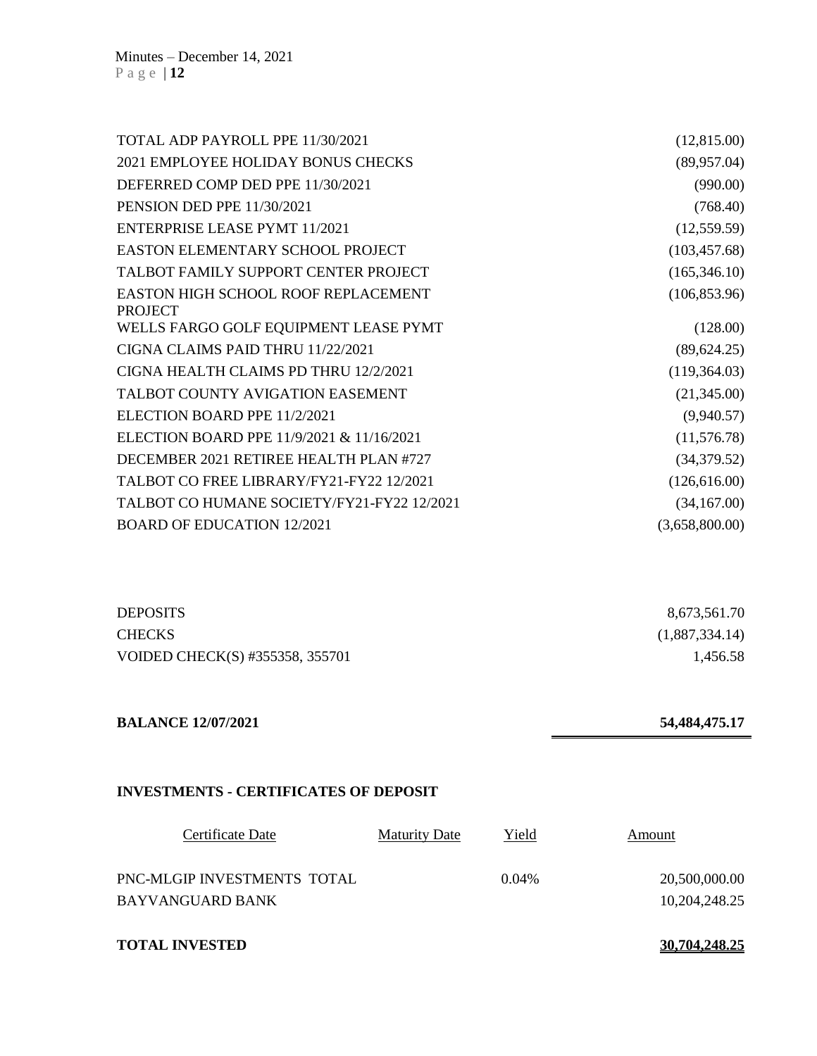| | |
|---|---|
| TOTAL ADP PAYROLL PPE 11/30/2021 | (12,815.00) |
| 2021 EMPLOYEE HOLIDAY BONUS CHECKS | (89,957.04) |
| DEFERRED COMP DED PPE 11/30/2021 | (990.00) |
| PENSION DED PPE 11/30/2021 | (768.40) |
| ENTERPRISE LEASE PYMT 11/2021 | (12,559.59) |
| EASTON ELEMENTARY SCHOOL PROJECT | (103,457.68) |
| TALBOT FAMILY SUPPORT CENTER PROJECT | (165,346.10) |
| EASTON HIGH SCHOOL ROOF REPLACEMENT PROJECT | (106,853.96) |
| WELLS FARGO GOLF EQUIPMENT LEASE PYMT | (128.00) |
| CIGNA CLAIMS PAID THRU 11/22/2021 | (89,624.25) |
| CIGNA HEALTH CLAIMS PD THRU 12/2/2021 | (119,364.03) |
| TALBOT COUNTY AVIGATION EASEMENT | (21,345.00) |
| ELECTION BOARD PPE 11/2/2021 | (9,940.57) |
| ELECTION BOARD PPE 11/9/2021 & 11/16/2021 | (11,576.78) |
| DECEMBER 2021 RETIREE HEALTH PLAN #727 | (34,379.52) |
| TALBOT CO FREE LIBRARY/FY21-FY22 12/2021 | (126,616.00) |
| TALBOT CO HUMANE SOCIETY/FY21-FY22 12/2021 | (34,167.00) |
| BOARD OF EDUCATION 12/2021 | (3,658,800.00) |

| | |
|---|---|
| DEPOSITS | 8,673,561.70 |
| CHECKS | (1,887,334.14) |
| VOIDED CHECK(S) #355358, 355701 | 1,456.58 |
| **BALANCE 12/07/2021** | **54,484,475.17** |

**INVESTMENTS - CERTIFICATES OF DEPOSIT**

| Certificate Date | Maturity Date | Yield | Amount |
|---|---|---|---|
| PNC-MLGIP INVESTMENTS TOTAL | | 0.04% | 20,500,000.00 |
| BAYVANGUARD BANK | | | 10,204,248.25 |
| **TOTAL INVESTED** | | | **30,704,248.25** |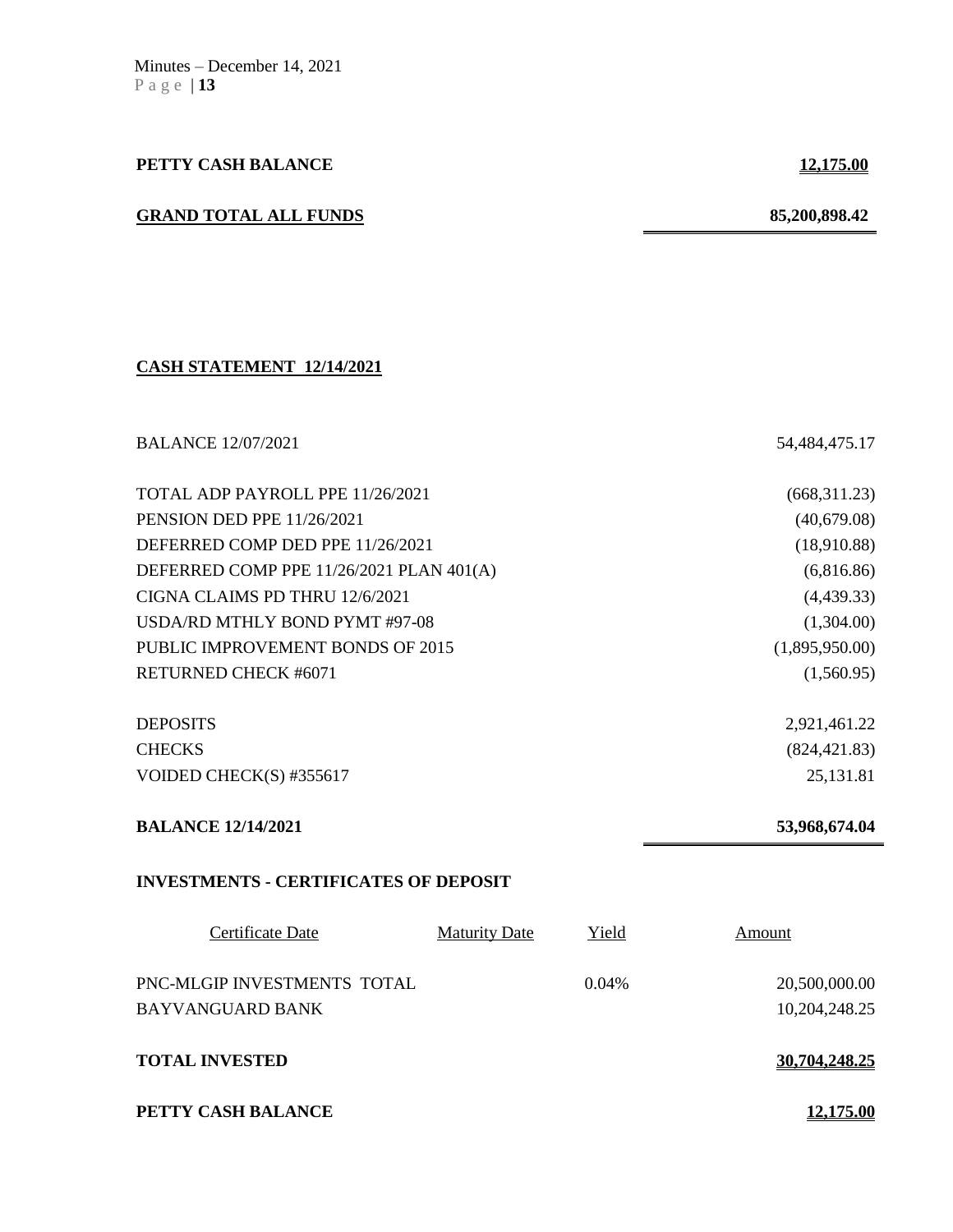| | |
|---|---|
| **PETTY CASH BALANCE** | **12,175.00** |
| **GRAND TOTAL ALL FUNDS** | **85,200,898.42** |

**CASH STATEMENT 12/14/2021**

| | |
|---|---|
| BALANCE 12/07/2021 | 54,484,475.17 |
| TOTAL ADP PAYROLL PPE 11/26/2021 | (668,311.23) |
| PENSION DED PPE 11/26/2021 | (40,679.08) |
| DEFERRED COMP DED PPE 11/26/2021 | (18,910.88) |
| DEFERRED COMP PPE 11/26/2021 PLAN 401(A) | (6,816.86) |
| CIGNA CLAIMS PD THRU 12/6/2021 | (4,439.33) |
| USDA/RD MTHLY BOND PYMT #97-08 | (1,304.00) |
| PUBLIC IMPROVEMENT BONDS OF 2015 | (1,895,950.00) |
| RETURNED CHECK #6071 | (1,560.95) |
| DEPOSITS | 2,921,461.22 |
| CHECKS | (824,421.83) |
| VOIDED CHECK(S) #355617 | 25,131.81 |
| **BALANCE 12/14/2021** | **53,968,674.04** |

**INVESTMENTS - CERTIFICATES OF DEPOSIT**

| Certificate Date | Maturity Date | Yield | Amount |
|---|---|---|---|
| PNC-MLGIP INVESTMENTS TOTAL | | 0.04% | 20,500,000.00 |
| BAYVANGUARD BANK | | | 10,204,248.25 |
| **TOTAL INVESTED** | | | **30,704,248.25** |
| **PETTY CASH BALANCE** | | | **12,175.00** |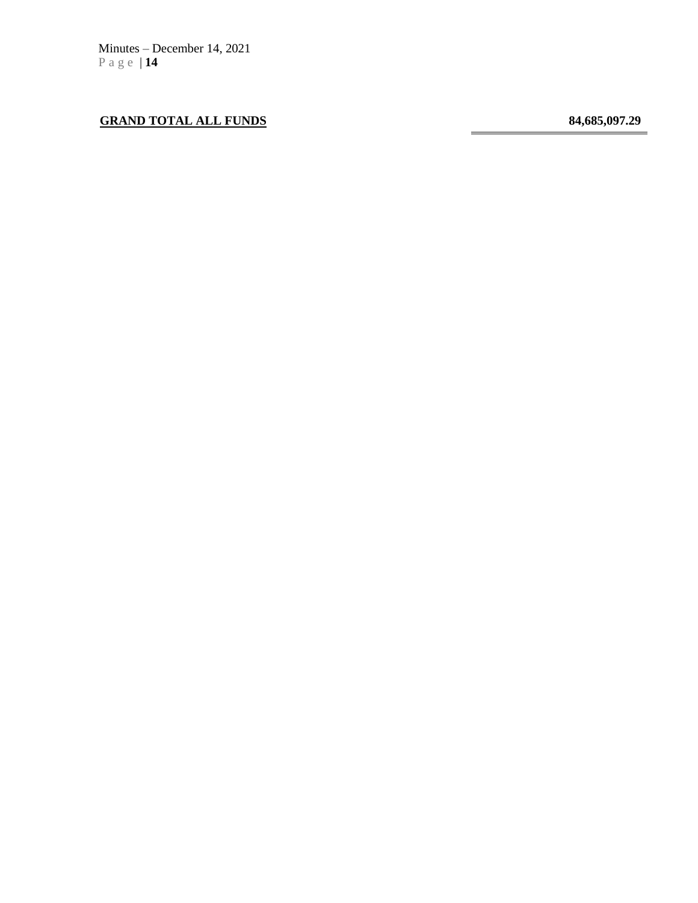| | |
|---|---|
| **GRAND TOTAL ALL FUNDS** | **84,685,097.29** |